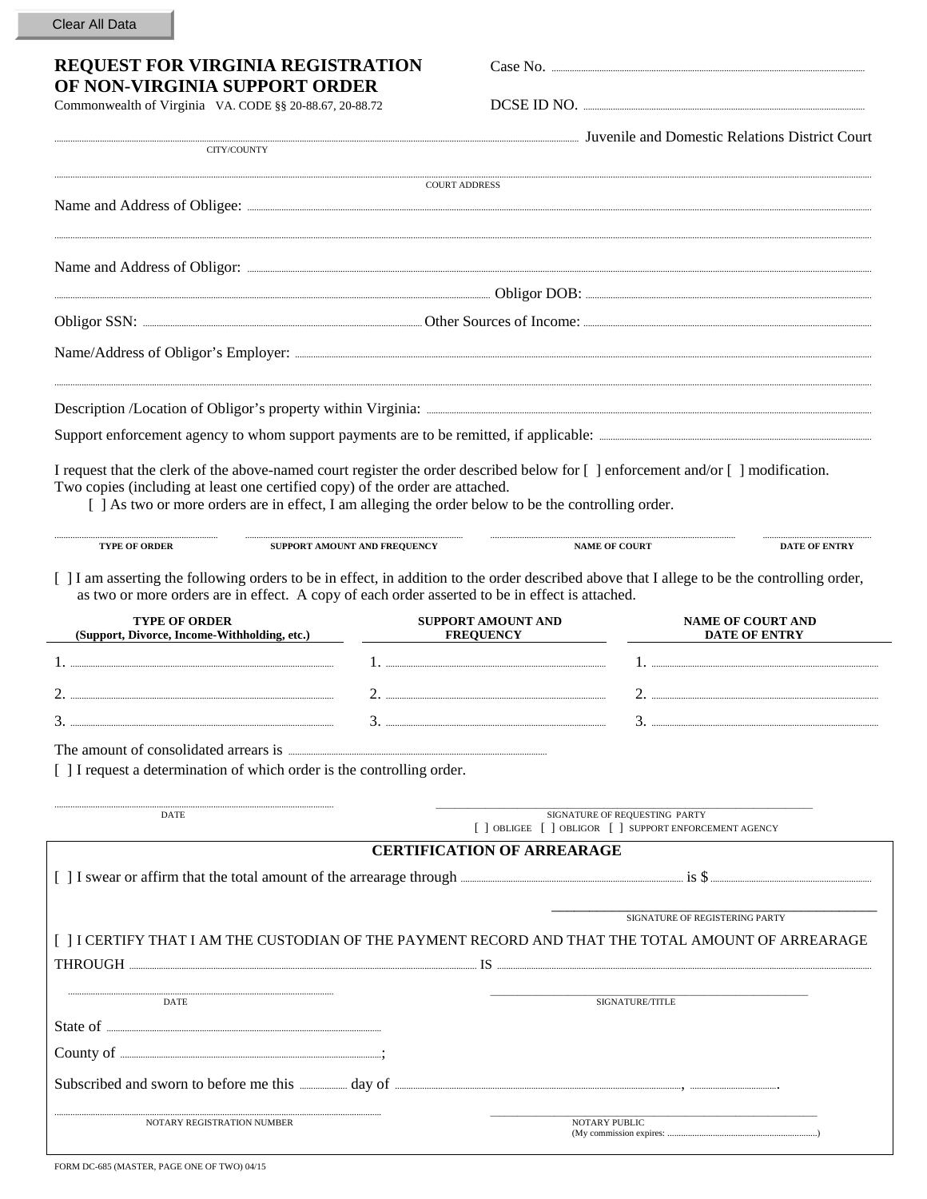Clear All Data

# REQUEST FOR VIRGINIA REGISTRATION OF NON-VIRGINIA SUPPORT ORDER

Commonwealth of Virginia VA. CODE §§ 20-88.67, 20-88.72

Case No. ..........................................

DCSE ID NO. ..........................................

.......................................... Juvenile and Domestic Relations District Court
CITY/COUNTY

..........................................
COURT ADDRESS

Name and Address of Obligee: ..........................................

..........................................

Name and Address of Obligor: ..........................................

.......................................... Obligor DOB: ..........................................

Obligor SSN: .......................................... Other Sources of Income: ..........................................

Name/Address of Obligor's Employer: ..........................................

..........................................

Description /Location of Obligor's property within Virginia: ..........................................

Support enforcement agency to whom support payments are to be remitted, if applicable: ..........................................

I request that the clerk of the above-named court register the order described below for [ ] enforcement and/or [ ] modification. Two copies (including at least one certified copy) of the order are attached.

[ ] As two or more orders are in effect, I am alleging the order below to be the controlling order.

| TYPE OF ORDER | SUPPORT AMOUNT AND FREQUENCY | NAME OF COURT | DATE OF ENTRY |
|---|---|---|---|
| | | | |

[ ] I am asserting the following orders to be in effect, in addition to the order described above that I allege to be the controlling order, as two or more orders are in effect. A copy of each order asserted to be in effect is attached.

| TYPE OF ORDER (Support, Divorce, Income-Withholding, etc.) | SUPPORT AMOUNT AND FREQUENCY | NAME OF COURT AND DATE OF ENTRY |
|---|---|---|
| 1. | 1. | 1. |
| 2. | 2. | 2. |
| 3. | 3. | 3. |

The amount of consolidated arrears is ..........................................

[ ] I request a determination of which order is the controlling order.

..........................................
DATE

..........................................
SIGNATURE OF REQUESTING PARTY
[ ] OBLIGEE [ ] OBLIGOR [ ] SUPPORT ENFORCEMENT AGENCY

## CERTIFICATION OF ARREARAGE

[ ] I swear or affirm that the total amount of the arrearage through .......................................... is $ ..........................................

..........................................
SIGNATURE OF REGISTERING PARTY

[ ] I CERTIFY THAT I AM THE CUSTODIAN OF THE PAYMENT RECORD AND THAT THE TOTAL AMOUNT OF ARREARAGE THROUGH .......................................... IS ..........................................

..........................................
DATE

..........................................
SIGNATURE/TITLE

State of ..........................................

County of ..........................................;

Subscribed and sworn to before me this .......... day of .........................................., ...........

..........................................
NOTARY REGISTRATION NUMBER

..........................................
NOTARY PUBLIC
(My commission expires: ..........................................)

FORM DC-685 (MASTER, PAGE ONE OF TWO) 04/15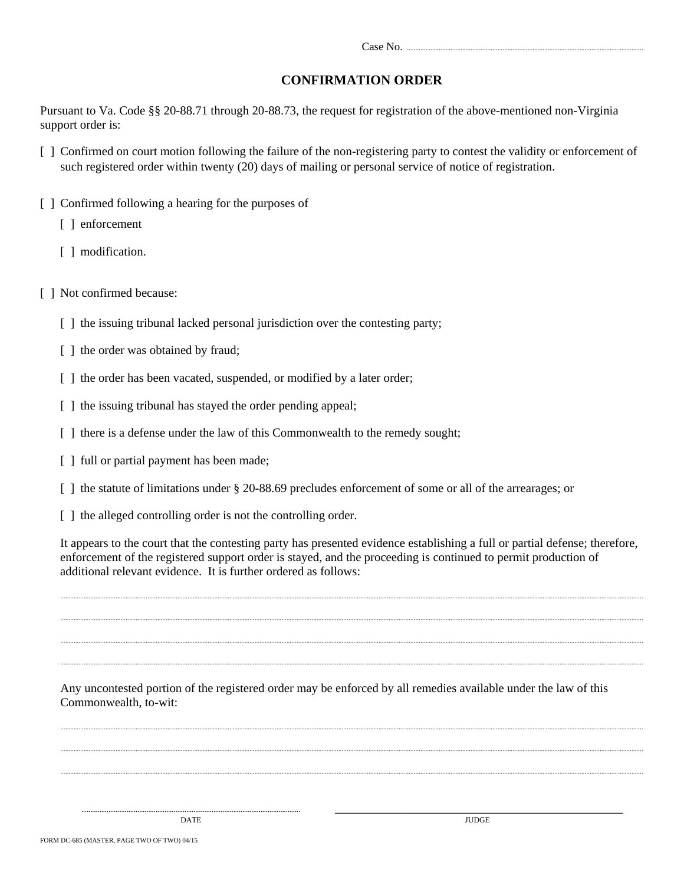Case No. ..............................................................................................

## CONFIRMATION ORDER

Pursuant to Va. Code §§ 20-88.71 through 20-88.73, the request for registration of the above-mentioned non-Virginia support order is:

[ ] Confirmed on court motion following the failure of the non-registering party to contest the validity or enforcement of such registered order within twenty (20) days of mailing or personal service of notice of registration.

[ ] Confirmed following a hearing for the purposes of

[ ] enforcement

[ ] modification.

[ ] Not confirmed because:

[ ] the issuing tribunal lacked personal jurisdiction over the contesting party;

[ ] the order was obtained by fraud;

[ ] the order has been vacated, suspended, or modified by a later order;

[ ] the issuing tribunal has stayed the order pending appeal;

[ ] there is a defense under the law of this Commonwealth to the remedy sought;

[ ] full or partial payment has been made;

[ ] the statute of limitations under § 20-88.69 precludes enforcement of some or all of the arrearages; or

[ ] the alleged controlling order is not the controlling order.

It appears to the court that the contesting party has presented evidence establishing a full or partial defense; therefore, enforcement of the registered support order is stayed, and the proceeding is continued to permit production of additional relevant evidence. It is further ordered as follows:

..............................................................................................

..............................................................................................

..............................................................................................

..............................................................................................

Any uncontested portion of the registered order may be enforced by all remedies available under the law of this Commonwealth, to-wit:

..............................................................................................

..............................................................................................

..............................................................................................

..............................................................................................
DATE

______________________________________________
JUDGE

FORM DC-685 (MASTER, PAGE TWO OF TWO) 04/15